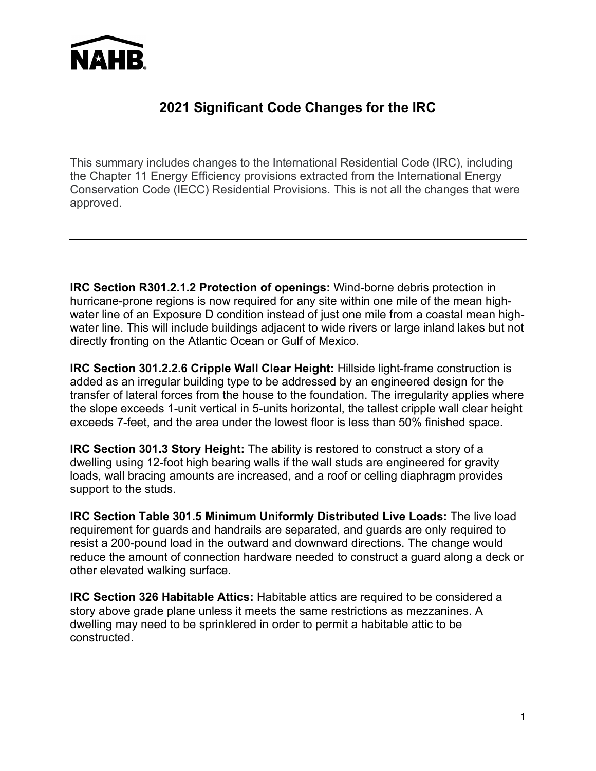NAHB

# 2021 Significant Code Changes for the IRC

This summary includes changes to the International Residential Code (IRC), including the Chapter 11 Energy Efficiency provisions extracted from the International Energy Conservation Code (IECC) Residential Provisions. This is not all the changes that were approved.

---

**IRC Section R301.2.1.2 Protection of openings:** Wind-borne debris protection in hurricane-prone regions is now required for any site within one mile of the mean high-water line of an Exposure D condition instead of just one mile from a coastal mean high-water line. This will include buildings adjacent to wide rivers or large inland lakes but not directly fronting on the Atlantic Ocean or Gulf of Mexico.

**IRC Section 301.2.2.6 Cripple Wall Clear Height:** Hillside light-frame construction is added as an irregular building type to be addressed by an engineered design for the transfer of lateral forces from the house to the foundation. The irregularity applies where the slope exceeds 1-unit vertical in 5-units horizontal, the tallest cripple wall clear height exceeds 7-feet, and the area under the lowest floor is less than 50% finished space.

**IRC Section 301.3 Story Height:** The ability is restored to construct a story of a dwelling using 12-foot high bearing walls if the wall studs are engineered for gravity loads, wall bracing amounts are increased, and a roof or celling diaphragm provides support to the studs.

**IRC Section Table 301.5 Minimum Uniformly Distributed Live Loads:** The live load requirement for guards and handrails are separated, and guards are only required to resist a 200-pound load in the outward and downward directions. The change would reduce the amount of connection hardware needed to construct a guard along a deck or other elevated walking surface.

**IRC Section 326 Habitable Attics:** Habitable attics are required to be considered a story above grade plane unless it meets the same restrictions as mezzanines. A dwelling may need to be sprinklered in order to permit a habitable attic to be constructed.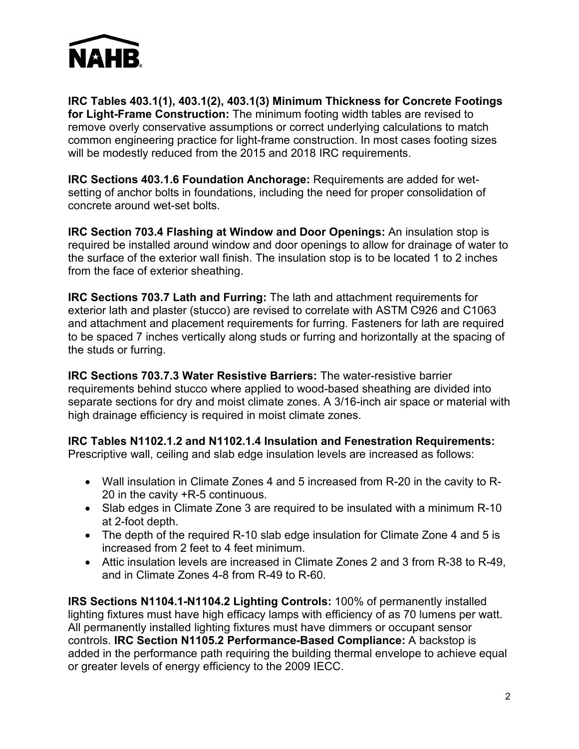**IRC Tables 403.1(1), 403.1(2), 403.1(3) Minimum Thickness for Concrete Footings for Light-Frame Construction:** The minimum footing width tables are revised to remove overly conservative assumptions or correct underlying calculations to match common engineering practice for light-frame construction. In most cases footing sizes will be modestly reduced from the 2015 and 2018 IRC requirements.

**IRC Sections 403.1.6 Foundation Anchorage:** Requirements are added for wet-setting of anchor bolts in foundations, including the need for proper consolidation of concrete around wet-set bolts.

**IRC Section 703.4 Flashing at Window and Door Openings:** An insulation stop is required be installed around window and door openings to allow for drainage of water to the surface of the exterior wall finish. The insulation stop is to be located 1 to 2 inches from the face of exterior sheathing.

**IRC Sections 703.7 Lath and Furring:** The lath and attachment requirements for exterior lath and plaster (stucco) are revised to correlate with ASTM C926 and C1063 and attachment and placement requirements for furring. Fasteners for lath are required to be spaced 7 inches vertically along studs or furring and horizontally at the spacing of the studs or furring.

**IRC Sections 703.7.3 Water Resistive Barriers:** The water-resistive barrier requirements behind stucco where applied to wood-based sheathing are divided into separate sections for dry and moist climate zones. A 3/16-inch air space or material with high drainage efficiency is required in moist climate zones.

**IRC Tables N1102.1.2 and N1102.1.4 Insulation and Fenestration Requirements:** Prescriptive wall, ceiling and slab edge insulation levels are increased as follows:

- Wall insulation in Climate Zones 4 and 5 increased from R-20 in the cavity to R-20 in the cavity +R-5 continuous.
- Slab edges in Climate Zone 3 are required to be insulated with a minimum R-10 at 2-foot depth.
- The depth of the required R-10 slab edge insulation for Climate Zone 4 and 5 is increased from 2 feet to 4 feet minimum.
- Attic insulation levels are increased in Climate Zones 2 and 3 from R-38 to R-49, and in Climate Zones 4-8 from R-49 to R-60.

**IRS Sections N1104.1-N1104.2 Lighting Controls:** 100% of permanently installed lighting fixtures must have high efficacy lamps with efficiency of as 70 lumens per watt. All permanently installed lighting fixtures must have dimmers or occupant sensor controls. **IRC Section N1105.2 Performance-Based Compliance:** A backstop is added in the performance path requiring the building thermal envelope to achieve equal or greater levels of energy efficiency to the 2009 IECC.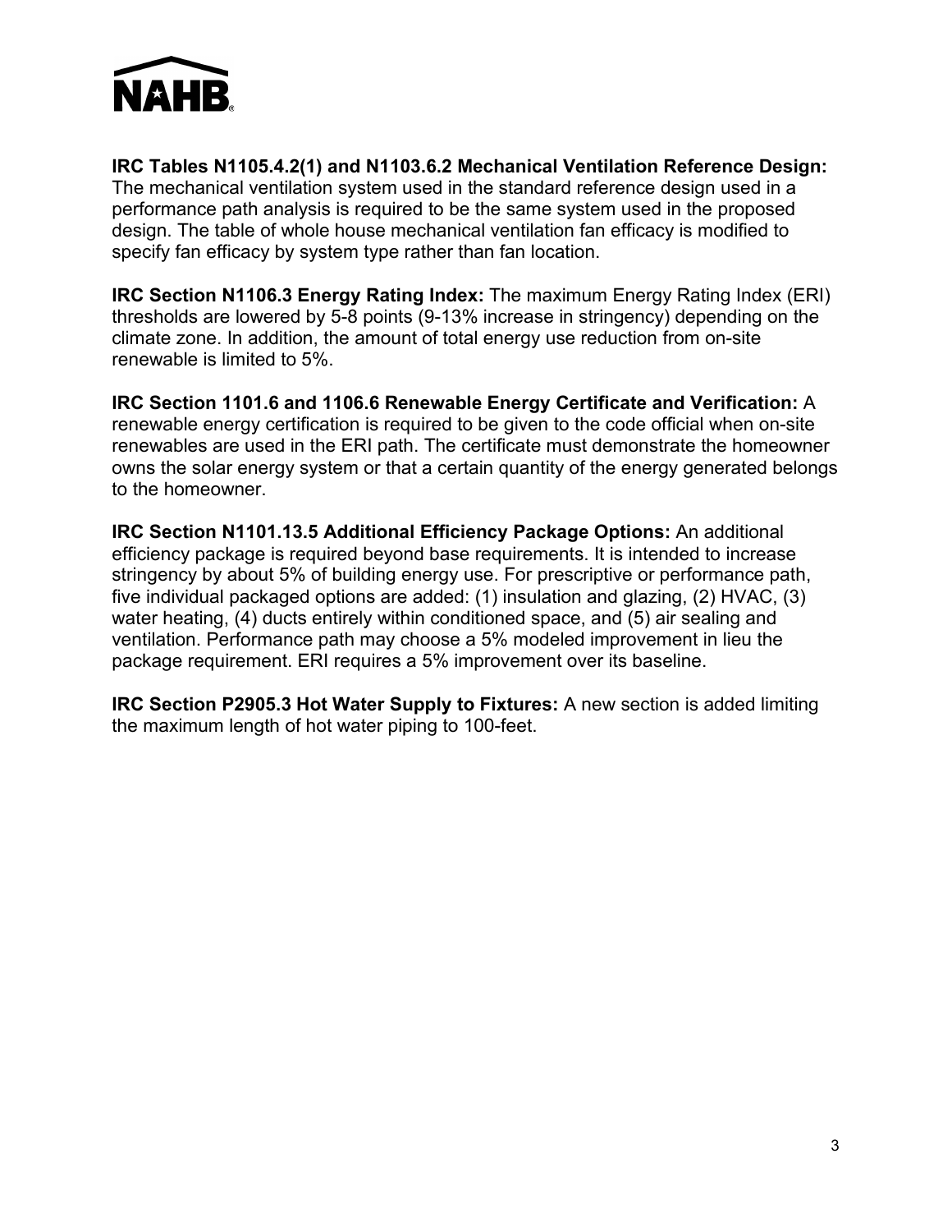**IRC Tables N1105.4.2(1) and N1103.6.2 Mechanical Ventilation Reference Design:** The mechanical ventilation system used in the standard reference design used in a performance path analysis is required to be the same system used in the proposed design. The table of whole house mechanical ventilation fan efficacy is modified to specify fan efficacy by system type rather than fan location.

**IRC Section N1106.3 Energy Rating Index:** The maximum Energy Rating Index (ERI) thresholds are lowered by 5-8 points (9-13% increase in stringency) depending on the climate zone. In addition, the amount of total energy use reduction from on-site renewable is limited to 5%.

**IRC Section 1101.6 and 1106.6 Renewable Energy Certificate and Verification:** A renewable energy certification is required to be given to the code official when on-site renewables are used in the ERI path. The certificate must demonstrate the homeowner owns the solar energy system or that a certain quantity of the energy generated belongs to the homeowner.

**IRC Section N1101.13.5 Additional Efficiency Package Options:** An additional efficiency package is required beyond base requirements. It is intended to increase stringency by about 5% of building energy use. For prescriptive or performance path, five individual packaged options are added: (1) insulation and glazing, (2) HVAC, (3) water heating, (4) ducts entirely within conditioned space, and (5) air sealing and ventilation. Performance path may choose a 5% modeled improvement in lieu the package requirement. ERI requires a 5% improvement over its baseline.

**IRC Section P2905.3 Hot Water Supply to Fixtures:** A new section is added limiting the maximum length of hot water piping to 100-feet.